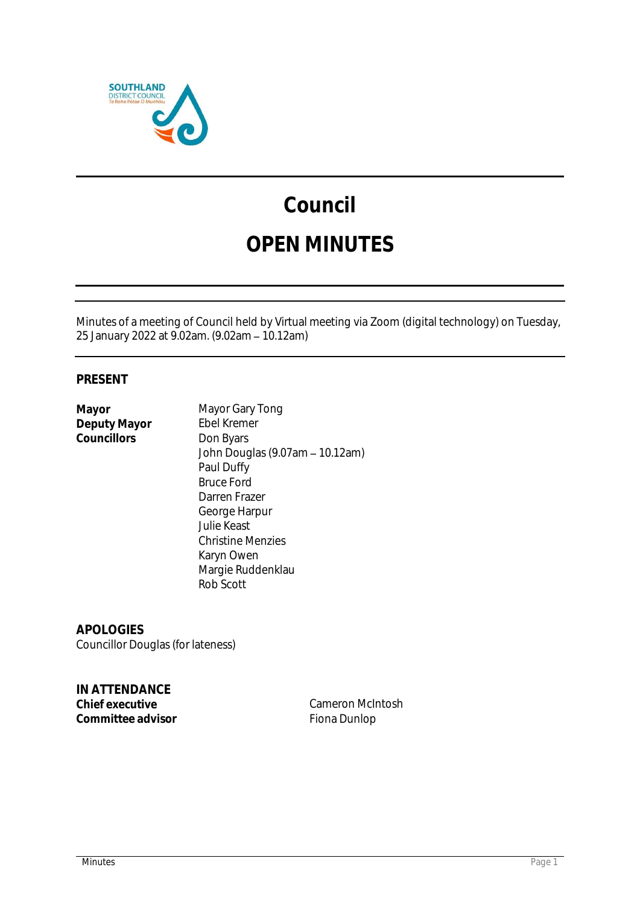# Council

# OPEN MINUTES

Minutes of a meeting of Council held by Virtual meeting via Zoom (digital technology) on Tuesday, 25 January 2022 at 9.02am. (9.02am – 10.12am)

## PRESENT

| | |
|---|---|
| **Mayor** | Mayor Gary Tong |
| **Deputy Mayor** | Ebel Kremer |
| **Councillors** | Don Byars |
| | John Douglas (9.07am – 10.12am) |
| | Paul Duffy |
| | Bruce Ford |
| | Darren Frazer |
| | George Harpur |
| | Julie Keast |
| | Christine Menzies |
| | Karyn Owen |
| | Margie Ruddenklau |
| | Rob Scott |

## APOLOGIES

Councillor Douglas (for lateness)

## IN ATTENDANCE

| | |
|---|---|
| **Chief executive** | Cameron McIntosh |
| **Committee advisor** | Fiona Dunlop |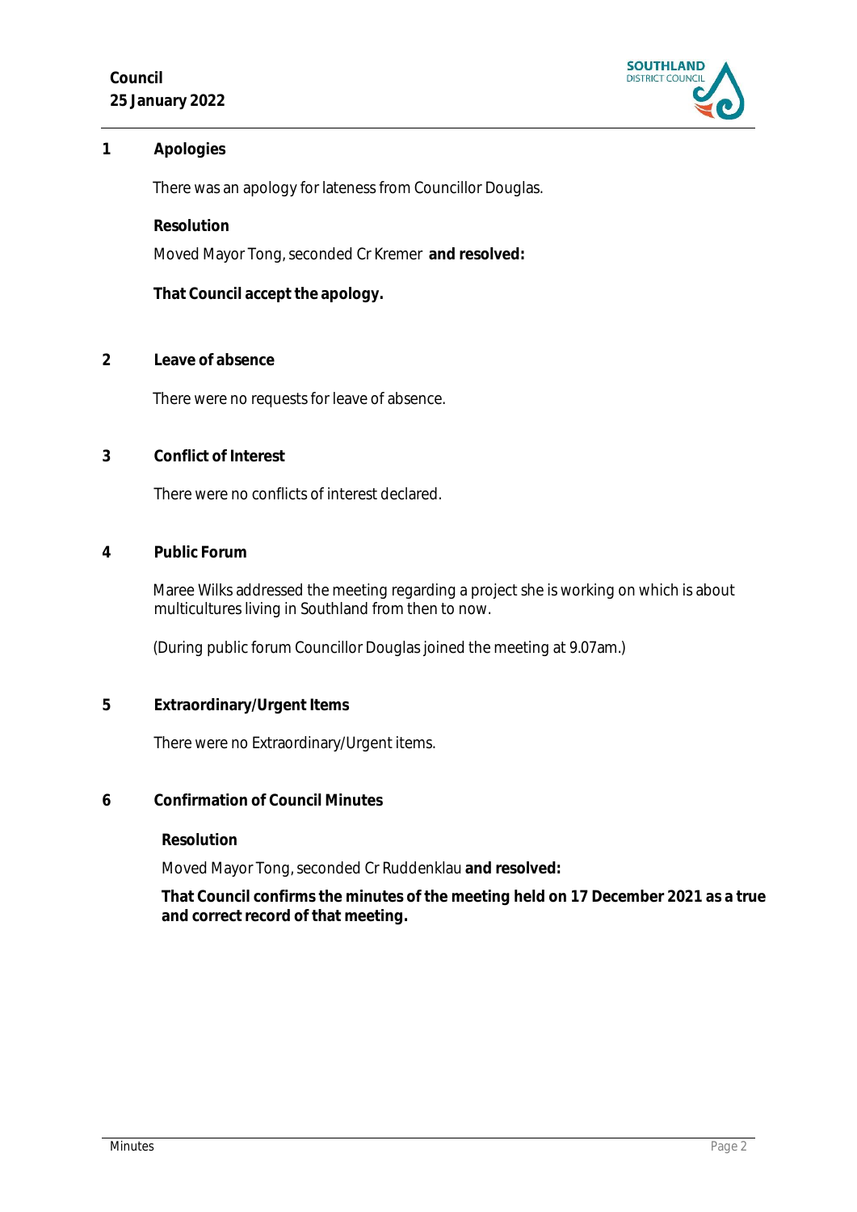## 1 Apologies

There was an apology for lateness from Councillor Douglas.

**Resolution**

Moved Mayor Tong, seconded Cr Kremer **and resolved:**

**That Council accept the apology.**

## 2 Leave of absence

There were no requests for leave of absence.

## 3 Conflict of Interest

There were no conflicts of interest declared.

## 4 Public Forum

Maree Wilks addressed the meeting regarding a project she is working on which is about multicultures living in Southland from then to now.

(During public forum Councillor Douglas joined the meeting at 9.07am.)

## 5 Extraordinary/Urgent Items

There were no Extraordinary/Urgent items.

## 6 Confirmation of Council Minutes

**Resolution**

Moved Mayor Tong, seconded Cr Ruddenklau **and resolved:**

**That Council confirms the minutes of the meeting held on 17 December 2021 as a true and correct record of that meeting.**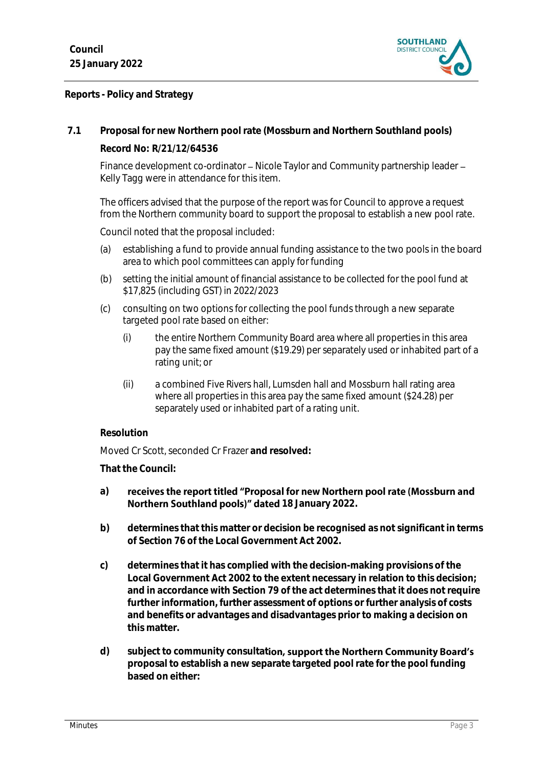## Reports - Policy and Strategy

### 7.1 Proposal for new Northern pool rate (Mossburn and Northern Southland pools)

**Record No: R/21/12/64536**

Finance development co-ordinator – Nicole Taylor and Community partnership leader – Kelly Tagg were in attendance for this item.

The officers advised that the purpose of the report was for Council to approve a request from the Northern community board to support the proposal to establish a new pool rate.

Council noted that the proposal included:

(a) establishing a fund to provide annual funding assistance to the two pools in the board area to which pool committees can apply for funding

(b) setting the initial amount of financial assistance to be collected for the pool fund at $17,825 (including GST) in 2022/2023

(c) consulting on two options for collecting the pool funds through a new separate targeted pool rate based on either:

  (i) the entire Northern Community Board area where all properties in this area pay the same fixed amount ($19.29) per separately used or inhabited part of a rating unit; or

  (ii) a combined Five Rivers hall, Lumsden hall and Mossburn hall rating area where all properties in this area pay the same fixed amount ($24.28) per separately used or inhabited part of a rating unit.

**Resolution**

Moved Cr Scott, seconded Cr Frazer **and resolved:**

**That the Council:**

**a) receives the report titled "Proposal for new Northern pool rate (Mossburn and Northern Southland pools)" dated 18 January 2022.**

**b) determines that this matter or decision be recognised as not significant in terms of Section 76 of the Local Government Act 2002.**

**c) determines that it has complied with the decision-making provisions of the Local Government Act 2002 to the extent necessary in relation to this decision; and in accordance with Section 79 of the act determines that it does not require further information, further assessment of options or further analysis of costs and benefits or advantages and disadvantages prior to making a decision on this matter.**

**d) subject to community consultation, support the Northern Community Board's proposal to establish a new separate targeted pool rate for the pool funding based on either:**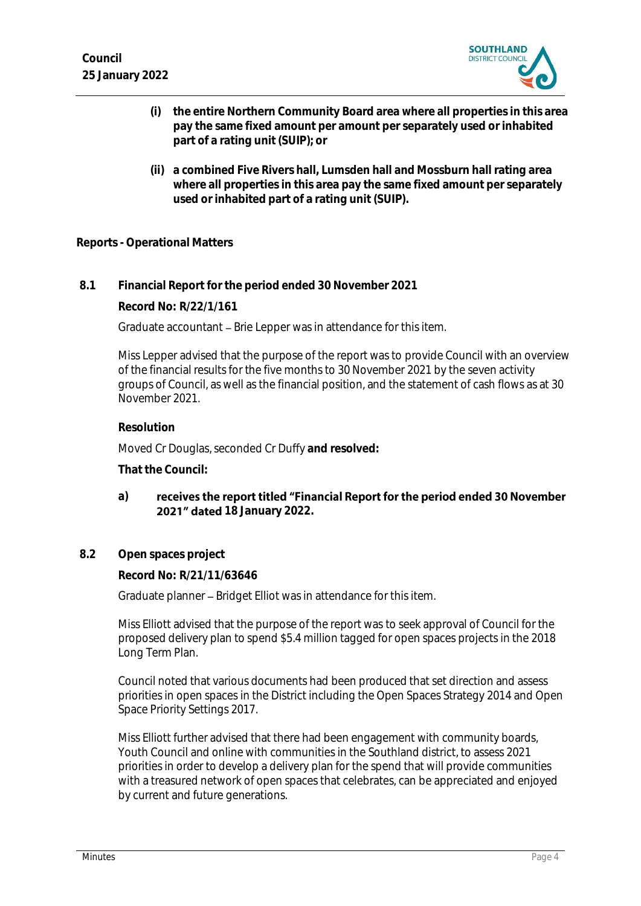**(i) the entire Northern Community Board area where all properties in this area pay the same fixed amount per amount per separately used or inhabited part of a rating unit (SUIP); or**

**(ii) a combined Five Rivers hall, Lumsden hall and Mossburn hall rating area where all properties in this area pay the same fixed amount per separately used or inhabited part of a rating unit (SUIP).**

## Reports - Operational Matters

### 8.1 Financial Report for the period ended 30 November 2021

**Record No: R/22/1/161**

Graduate accountant – Brie Lepper was in attendance for this item.

Miss Lepper advised that the purpose of the report was to provide Council with an overview of the financial results for the five months to 30 November 2021 by the seven activity groups of Council, as well as the financial position, and the statement of cash flows as at 30 November 2021.

**Resolution**

Moved Cr Douglas, seconded Cr Duffy **and resolved:**

**That the Council:**

**a) receives the report titled "Financial Report for the period ended 30 November 2021" dated 18 January 2022.**

### 8.2 Open spaces project

**Record No: R/21/11/63646**

Graduate planner – Bridget Elliot was in attendance for this item.

Miss Elliott advised that the purpose of the report was to seek approval of Council for the proposed delivery plan to spend $5.4 million tagged for open spaces projects in the 2018 Long Term Plan.

Council noted that various documents had been produced that set direction and assess priorities in open spaces in the District including the Open Spaces Strategy 2014 and Open Space Priority Settings 2017.

Miss Elliott further advised that there had been engagement with community boards, Youth Council and online with communities in the Southland district, to assess 2021 priorities in order to develop a delivery plan for the spend that will provide communities with a treasured network of open spaces that celebrates, can be appreciated and enjoyed by current and future generations.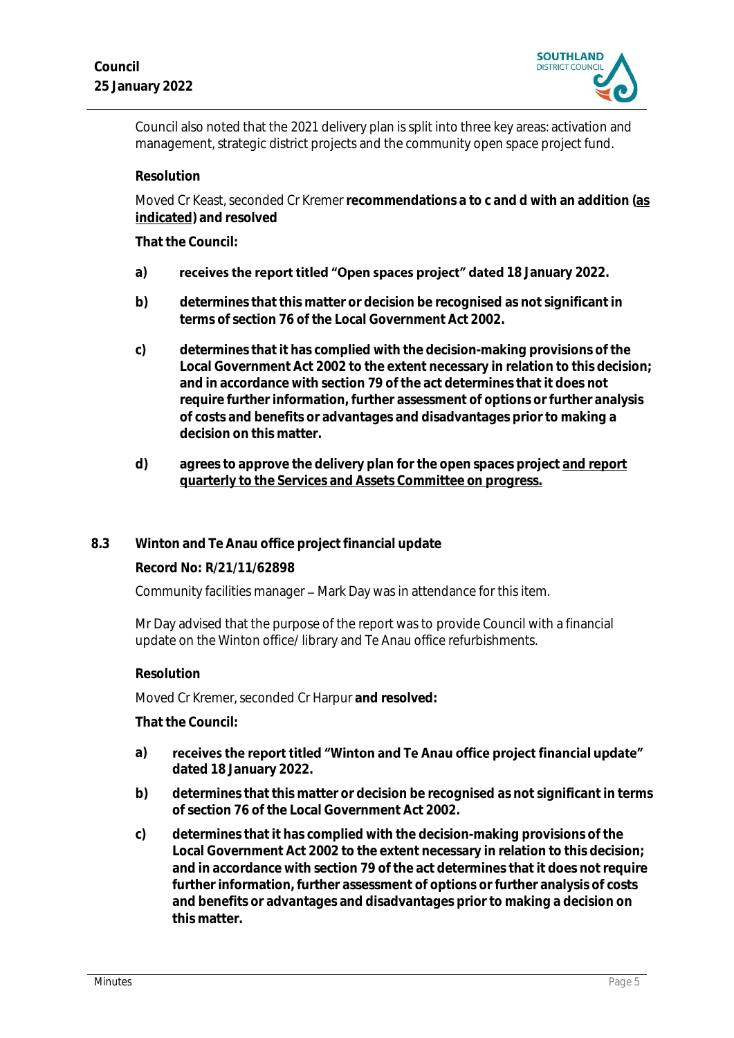Council also noted that the 2021 delivery plan is split into three key areas: activation and management, strategic district projects and the community open space project fund.

**Resolution**

Moved Cr Keast, seconded Cr Kremer **recommendations a to c and d with an addition (<u>as indicated</u>) and resolved**

**That the Council:**

**a)** **receives the report titled "Open spaces project" dated 18 January 2022.**

**b)** **determines that this matter or decision be recognised as not significant in terms of section 76 of the Local Government Act 2002.**

**c)** **determines that it has complied with the decision-making provisions of the Local Government Act 2002 to the extent necessary in relation to this decision; and in accordance with section 79 of the act determines that it does not require further information, further assessment of options or further analysis of costs and benefits or advantages and disadvantages prior to making a decision on this matter.**

**d)** **agrees to approve the delivery plan for the open spaces project <u>and report quarterly to the Services and Assets Committee on progress.</u>**

## 8.3 Winton and Te Anau office project financial update

**Record No: R/21/11/62898**

Community facilities manager – Mark Day was in attendance for this item.

Mr Day advised that the purpose of the report was to provide Council with a financial update on the Winton office/ library and Te Anau office refurbishments.

**Resolution**

Moved Cr Kremer, seconded Cr Harpur **and resolved:**

**That the Council:**

**a)** **receives the report titled "Winton and Te Anau office project financial update" dated 18 January 2022.**

**b)** **determines that this matter or decision be recognised as not significant in terms of section 76 of the Local Government Act 2002.**

**c)** **determines that it has complied with the decision-making provisions of the Local Government Act 2002 to the extent necessary in relation to this decision; and in accordance with section 79 of the act determines that it does not require further information, further assessment of options or further analysis of costs and benefits or advantages and disadvantages prior to making a decision on this matter.**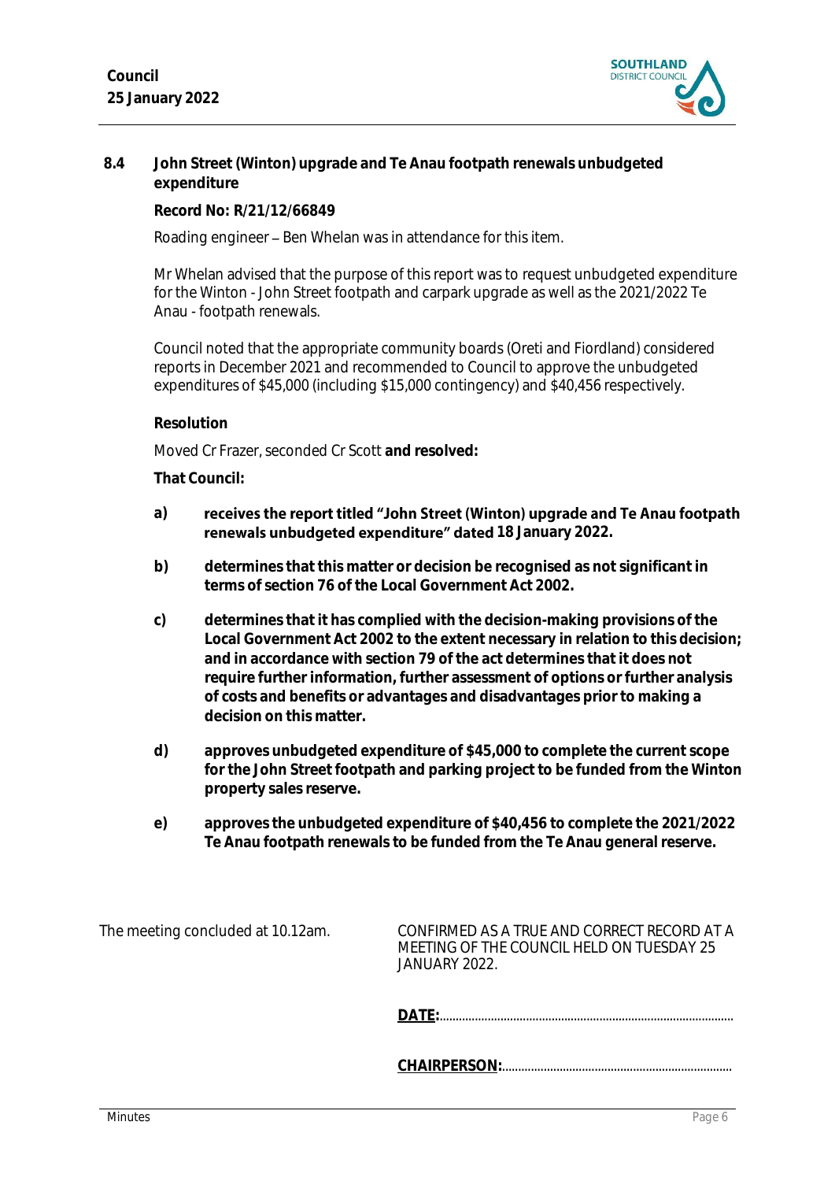### 8.4 John Street (Winton) upgrade and Te Anau footpath renewals unbudgeted expenditure

**Record No: R/21/12/66849**

Roading engineer – Ben Whelan was in attendance for this item.

Mr Whelan advised that the purpose of this report was to request unbudgeted expenditure for the Winton - John Street footpath and carpark upgrade as well as the 2021/2022 Te Anau - footpath renewals.

Council noted that the appropriate community boards (Oreti and Fiordland) considered reports in December 2021 and recommended to Council to approve the unbudgeted expenditures of $45,000 (including $15,000 contingency) and $40,456 respectively.

**Resolution**

Moved Cr Frazer, seconded Cr Scott **and resolved:**

**That Council:**

a) **receives the report titled "John Street (Winton) upgrade and Te Anau footpath renewals unbudgeted expenditure" dated 18 January 2022.**

b) **determines that this matter or decision be recognised as not significant in terms of section 76 of the Local Government Act 2002.**

c) **determines that it has complied with the decision-making provisions of the Local Government Act 2002 to the extent necessary in relation to this decision; and in accordance with section 79 of the act determines that it does not require further information, further assessment of options or further analysis of costs and benefits or advantages and disadvantages prior to making a decision on this matter.**

d) **approves unbudgeted expenditure of $45,000 to complete the current scope for the John Street footpath and parking project to be funded from the Winton property sales reserve.**

e) **approves the unbudgeted expenditure of $40,456 to complete the 2021/2022 Te Anau footpath renewals to be funded from the Te Anau general reserve.**

The meeting concluded at 10.12am.

CONFIRMED AS A TRUE AND CORRECT RECORD AT A MEETING OF THE COUNCIL HELD ON TUESDAY 25 JANUARY 2022.

**DATE:**...............................................................................

**CHAIRPERSON:**.......................................................................